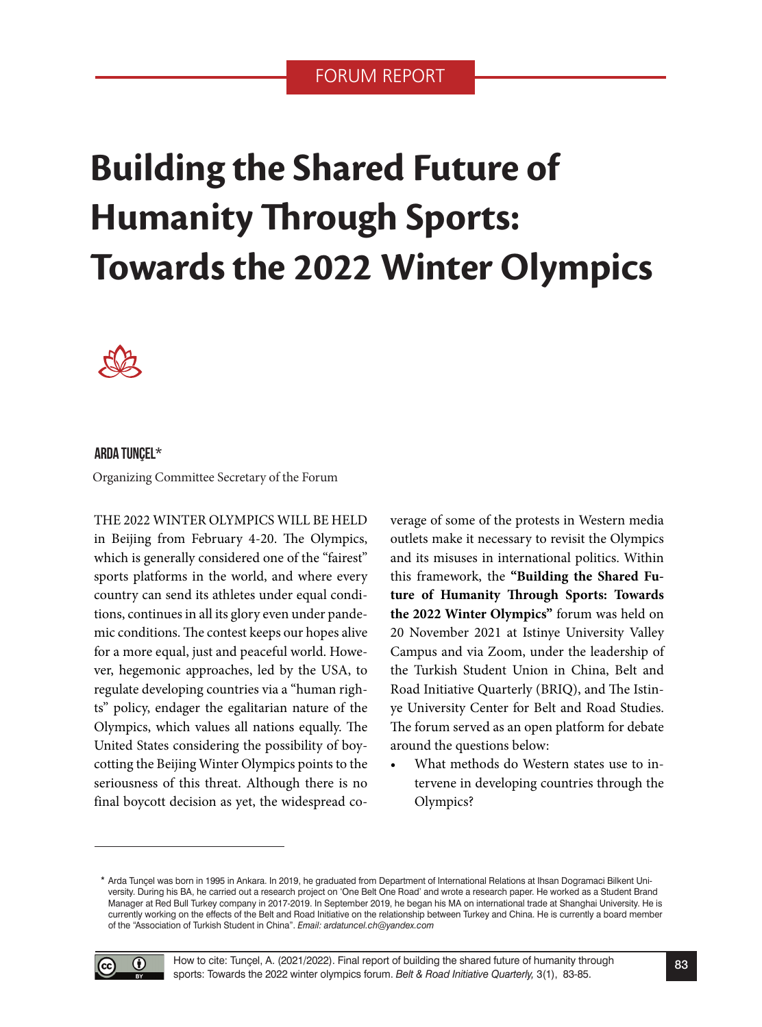FORUM REPORT

# Building the Shared Future of Humanity Through Sports: Towards the 2022 Winter Olympics

**ARDA TUNÇEL***

Organizing Committee Secretary of the Forum

THE 2022 WINTER OLYMPICS WILL BE HELD in Beijing from February 4-20. The Olympics, which is generally considered one of the "fairest" sports platforms in the world, and where every country can send its athletes under equal conditions, continues in all its glory even under pandemic conditions. The contest keeps our hopes alive for a more equal, just and peaceful world. However, hegemonic approaches, led by the USA, to regulate developing countries via a "human rights" policy, endager the egalitarian nature of the Olympics, which values all nations equally. The United States considering the possibility of boycotting the Beijing Winter Olympics points to the seriousness of this threat. Although there is no final boycott decision as yet, the widespread coverage of some of the protests in Western media outlets make it necessary to revisit the Olympics and its misuses in international politics. Within this framework, the **"Building the Shared Future of Humanity Through Sports: Towards the 2022 Winter Olympics"** forum was held on 20 November 2021 at Istinye University Valley Campus and via Zoom, under the leadership of the Turkish Student Union in China, Belt and Road Initiative Quarterly (BRIQ), and The Istinye University Center for Belt and Road Studies. The forum served as an open platform for debate around the questions below:

- What methods do Western states use to intervene in developing countries through the Olympics?

---

* Arda Tunçel was born in 1995 in Ankara. In 2019, he graduated from Department of International Relations at Ihsan Dogramaci Bilkent University. During his BA, he carried out a research project on 'One Belt One Road' and wrote a research paper. He worked as a Student Brand Manager at Red Bull Turkey company in 2017-2019. In September 2019, he began his MA on international trade at Shanghai University. He is currently working on the effects of the Belt and Road Initiative on the relationship between Turkey and China. He is currently a board member of the "Association of Turkish Student in China". *Email: ardatuncel.ch@yandex.com*

How to cite: Tunçel, A. (2021/2022). Final report of building the shared future of humanity through sports: Towards the 2022 winter olympics forum. *Belt & Road Initiative Quarterly,* 3(1), 83-85.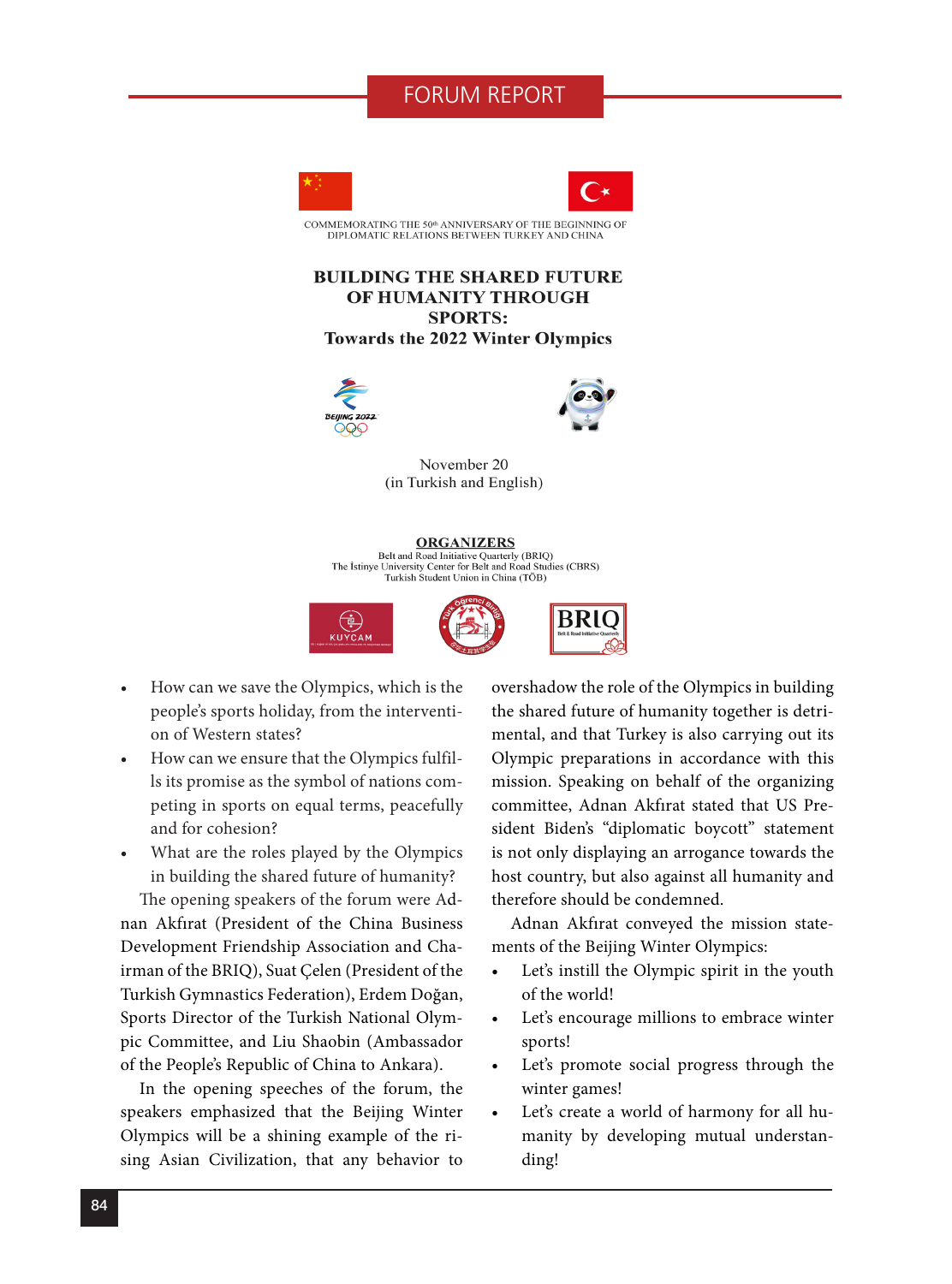FORUM REPORT

COMMEMORATING THE 50th ANNIVERSARY OF THE BEGINNING OF DIPLOMATIC RELATIONS BETWEEN TURKEY AND CHINA

**BUILDING THE SHARED FUTURE OF HUMANITY THROUGH SPORTS:**
**Towards the 2022 Winter Olympics**

November 20
(in Turkish and English)

**ORGANIZERS**
Belt and Road Initiative Quarterly (BRIQ)
The İstinye University Center for Belt and Road Studies (CBRS)
Turkish Student Union in China (TÖB)

- How can we save the Olympics, which is the people's sports holiday, from the intervention of Western states?
- How can we ensure that the Olympics fulfills its promise as the symbol of nations competing in sports on equal terms, peacefully and for cohesion?
- What are the roles played by the Olympics in building the shared future of humanity?

The opening speakers of the forum were Adnan Akfırat (President of the China Business Development Friendship Association and Chairman of the BRIQ), Suat Çelen (President of the Turkish Gymnastics Federation), Erdem Doğan, Sports Director of the Turkish National Olympic Committee, and Liu Shaobin (Ambassador of the People's Republic of China to Ankara).

In the opening speeches of the forum, the speakers emphasized that the Beijing Winter Olympics will be a shining example of the rising Asian Civilization, that any behavior to overshadow the role of the Olympics in building the shared future of humanity together is detrimental, and that Turkey is also carrying out its Olympic preparations in accordance with this mission. Speaking on behalf of the organizing committee, Adnan Akfırat stated that US President Biden's "diplomatic boycott" statement is not only displaying an arrogance towards the host country, but also against all humanity and therefore should be condemned.

Adnan Akfırat conveyed the mission statements of the Beijing Winter Olympics:

- Let's instill the Olympic spirit in the youth of the world!
- Let's encourage millions to embrace winter sports!
- Let's promote social progress through the winter games!
- Let's create a world of harmony for all humanity by developing mutual understanding!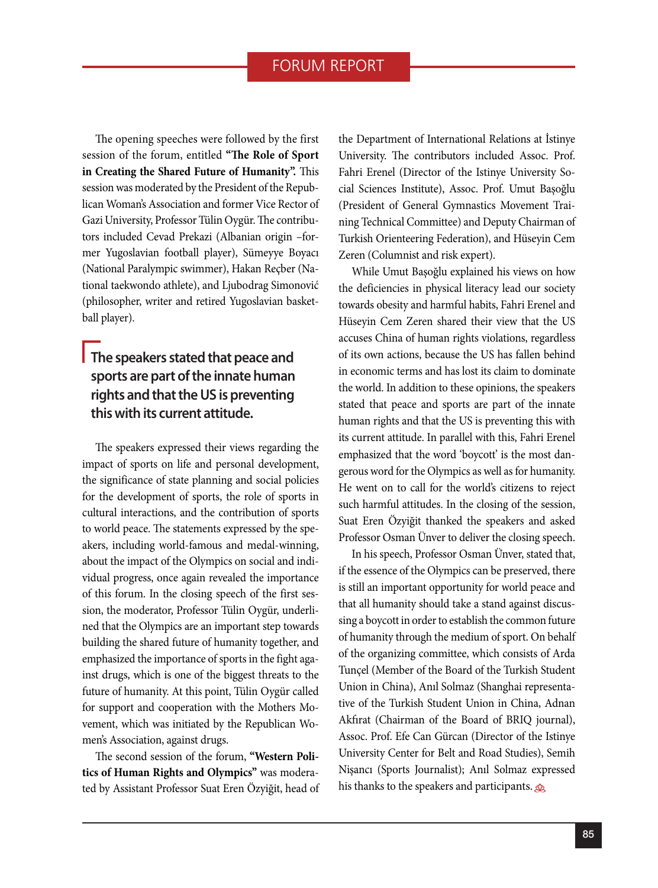The opening speeches were followed by the first session of the forum, entitled **"The Role of Sport in Creating the Shared Future of Humanity".** This session was moderated by the President of the Republican Woman's Association and former Vice Rector of Gazi University, Professor Tülin Oygür. The contributors included Cevad Prekazi (Albanian origin –former Yugoslavian football player), Sümeyye Boyacı (National Paralympic swimmer), Hakan Reçber (National taekwondo athlete), and Ljubodrag Simonović (philosopher, writer and retired Yugoslavian basketball player).

> **The speakers stated that peace and sports are part of the innate human rights and that the US is preventing this with its current attitude.**

The speakers expressed their views regarding the impact of sports on life and personal development, the significance of state planning and social policies for the development of sports, the role of sports in cultural interactions, and the contribution of sports to world peace. The statements expressed by the speakers, including world-famous and medal-winning, about the impact of the Olympics on social and individual progress, once again revealed the importance of this forum. In the closing speech of the first session, the moderator, Professor Tülin Oygür, underlined that the Olympics are an important step towards building the shared future of humanity together, and emphasized the importance of sports in the fight against drugs, which is one of the biggest threats to the future of humanity. At this point, Tülin Oygür called for support and cooperation with the Mothers Movement, which was initiated by the Republican Women's Association, against drugs.

The second session of the forum, **"Western Politics of Human Rights and Olympics"** was moderated by Assistant Professor Suat Eren Özyiğit, head of the Department of International Relations at İstinye University. The contributors included Assoc. Prof. Fahri Erenel (Director of the Istinye University Social Sciences Institute), Assoc. Prof. Umut Başoğlu (President of General Gymnastics Movement Training Technical Committee) and Deputy Chairman of Turkish Orienteering Federation), and Hüseyin Cem Zeren (Columnist and risk expert).

While Umut Başoğlu explained his views on how the deficiencies in physical literacy lead our society towards obesity and harmful habits, Fahri Erenel and Hüseyin Cem Zeren shared their view that the US accuses China of human rights violations, regardless of its own actions, because the US has fallen behind in economic terms and has lost its claim to dominate the world. In addition to these opinions, the speakers stated that peace and sports are part of the innate human rights and that the US is preventing this with its current attitude. In parallel with this, Fahri Erenel emphasized that the word 'boycott' is the most dangerous word for the Olympics as well as for humanity. He went on to call for the world's citizens to reject such harmful attitudes. In the closing of the session, Suat Eren Özyiğit thanked the speakers and asked Professor Osman Ünver to deliver the closing speech.

In his speech, Professor Osman Ünver, stated that, if the essence of the Olympics can be preserved, there is still an important opportunity for world peace and that all humanity should take a stand against discussing a boycott in order to establish the common future of humanity through the medium of sport. On behalf of the organizing committee, which consists of Arda Tunçel (Member of the Board of the Turkish Student Union in China), Anıl Solmaz (Shanghai representative of the Turkish Student Union in China, Adnan Akfırat (Chairman of the Board of BRIQ journal), Assoc. Prof. Efe Can Gürcan (Director of the Istinye University Center for Belt and Road Studies), Semih Nişancı (Sports Journalist); Anıl Solmaz expressed his thanks to the speakers and participants.